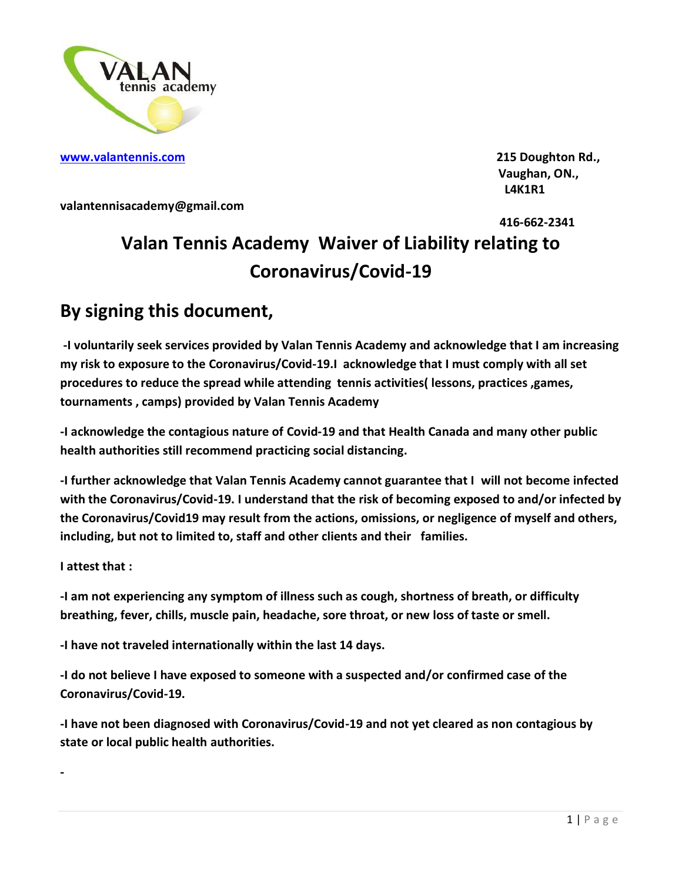www.valantennis.com

215 Doughton Rd.,
Vaughan, ON.,
L4K1R1

valantennisacademy@gmail.com

416-662-2341

# Valan Tennis Academy Waiver of Liability relating to Coronavirus/Covid-19

## By signing this document,

**-I voluntarily seek services provided by Valan Tennis Academy and acknowledge that I am increasing my risk to exposure to the Coronavirus/Covid-19.I acknowledge that I must comply with all set procedures to reduce the spread while attending tennis activities( lessons, practices ,games, tournaments , camps) provided by Valan Tennis Academy**

**-I acknowledge the contagious nature of Covid-19 and that Health Canada and many other public health authorities still recommend practicing social distancing.**

**-I further acknowledge that Valan Tennis Academy cannot guarantee that I will not become infected with the Coronavirus/Covid-19. I understand that the risk of becoming exposed to and/or infected by the Coronavirus/Covid19 may result from the actions, omissions, or negligence of myself and others, including, but not to limited to, staff and other clients and their families.**

**I attest that :**

**-I am not experiencing any symptom of illness such as cough, shortness of breath, or difficulty breathing, fever, chills, muscle pain, headache, sore throat, or new loss of taste or smell.**

**-I have not traveled internationally within the last 14 days.**

**-I do not believe I have exposed to someone with a suspected and/or confirmed case of the Coronavirus/Covid-19.**

**-I have not been diagnosed with Coronavirus/Covid-19 and not yet cleared as non contagious by state or local public health authorities.**

**-**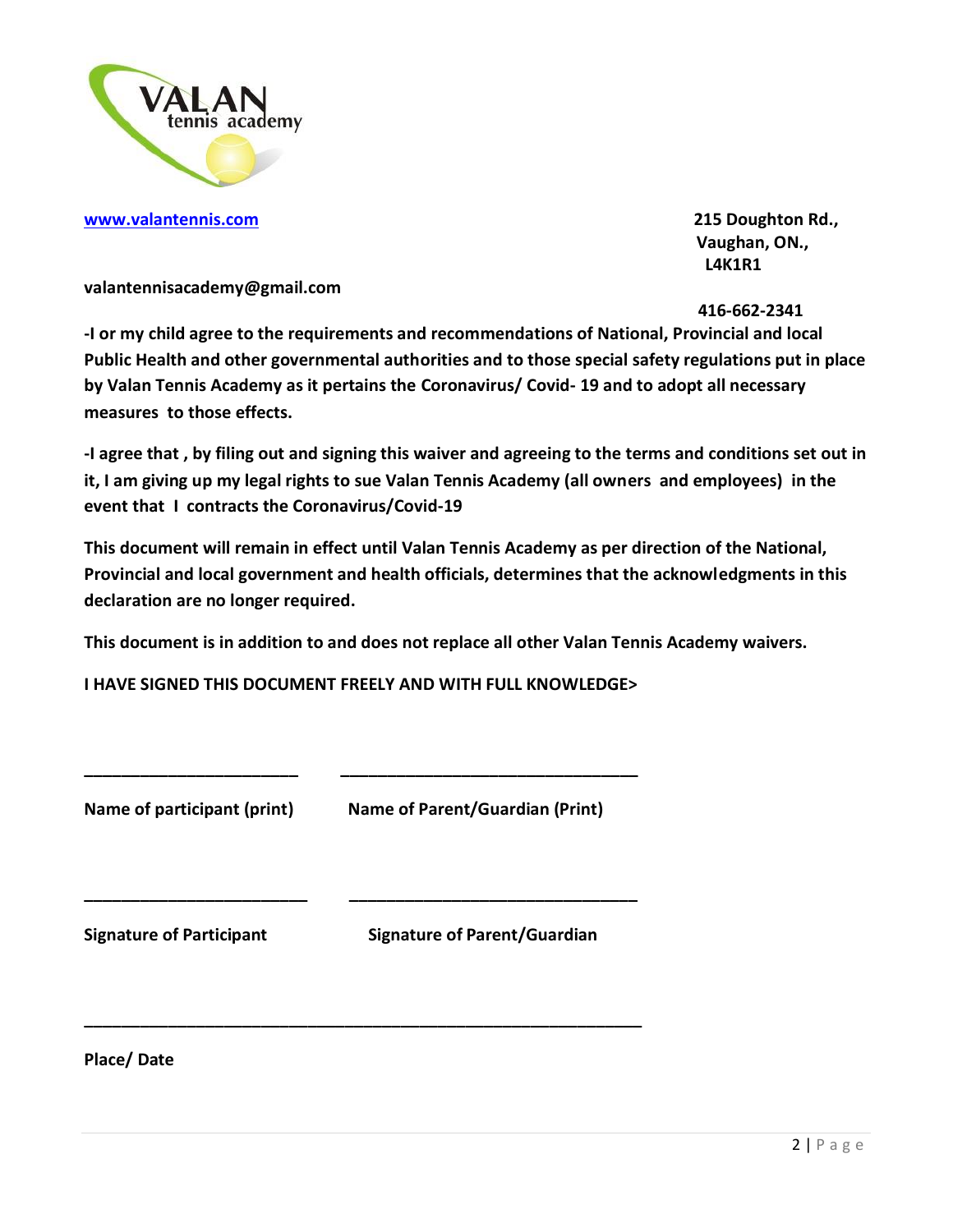VALAN tennis academy

www.valantennis.com

215 Doughton Rd.,
Vaughan, ON.,
L4K1R1

valantennisacademy@gmail.com

416-662-2341

**-I or my child agree to the requirements and recommendations of National, Provincial and local Public Health and other governmental authorities and to those special safety regulations put in place by Valan Tennis Academy as it pertains the Coronavirus/ Covid- 19 and to adopt all necessary measures to those effects.**

**-I agree that , by filing out and signing this waiver and agreeing to the terms and conditions set out in it, I am giving up my legal rights to sue Valan Tennis Academy (all owners and employees) in the event that I contracts the Coronavirus/Covid-19**

**This document will remain in effect until Valan Tennis Academy as per direction of the National, Provincial and local government and health officials, determines that the acknowledgments in this declaration are no longer required.**

**This document is in addition to and does not replace all other Valan Tennis Academy waivers.**

**I HAVE SIGNED THIS DOCUMENT FREELY AND WITH FULL KNOWLEDGE>**

\_\_\_\_\_\_\_\_\_\_\_\_\_\_\_\_\_\_\_\_\_\_\_\_ \_\_\_\_\_\_\_\_\_\_\_\_\_\_\_\_\_\_\_\_\_\_\_\_\_\_\_\_\_\_\_\_\_

**Name of participant (print) Name of Parent/Guardian (Print)**

\_\_\_\_\_\_\_\_\_\_\_\_\_\_\_\_\_\_\_\_\_\_\_\_ \_\_\_\_\_\_\_\_\_\_\_\_\_\_\_\_\_\_\_\_\_\_\_\_\_\_\_\_\_\_\_\_\_

**Signature of Participant Signature of Parent/Guardian**

\_\_\_\_\_\_\_\_\_\_\_\_\_\_\_\_\_\_\_\_\_\_\_\_\_\_\_\_\_\_\_\_\_\_\_\_\_\_\_\_\_\_\_\_\_\_\_\_\_\_\_\_\_\_\_\_\_\_\_\_

**Place/ Date**